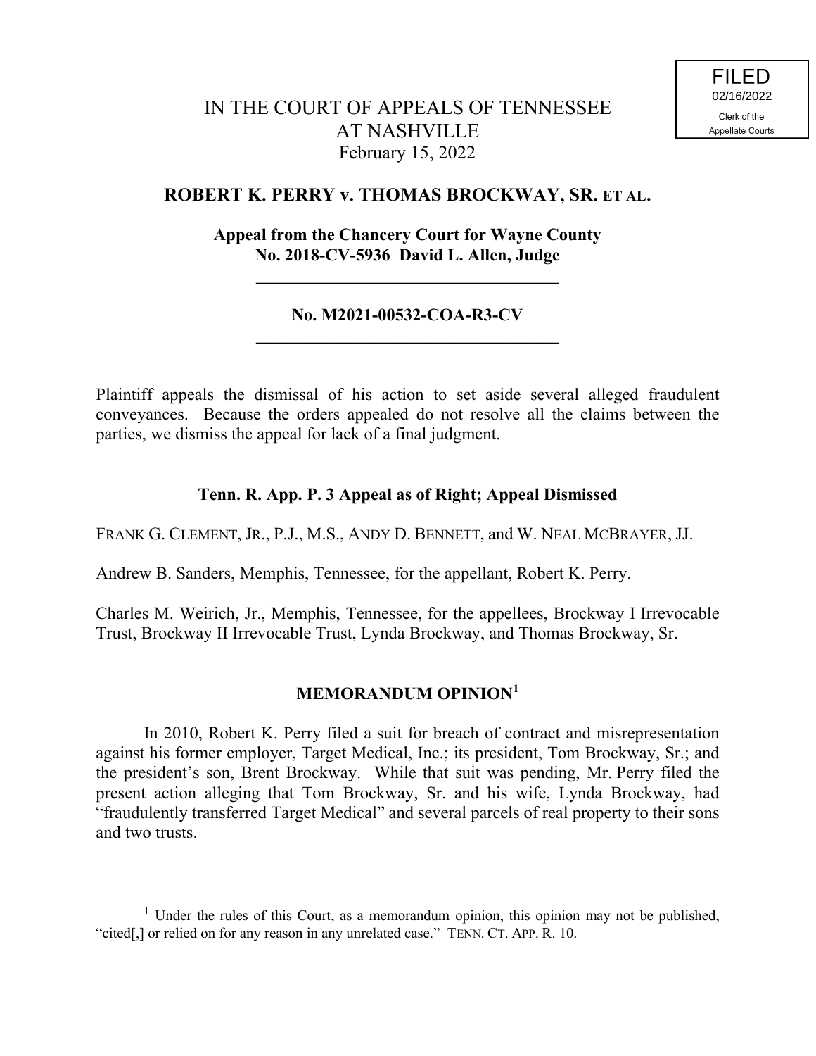FILED
02/16/2022
Clerk of the
Appellate Courts

# IN THE COURT OF APPEALS OF TENNESSEE AT NASHVILLE

February 15, 2022

## ROBERT K. PERRY v. THOMAS BROCKWAY, SR. ET AL.

**Appeal from the Chancery Court for Wayne County**
**No. 2018-CV-5936 David L. Allen, Judge**

---

**No. M2021-00532-COA-R3-CV**

---

Plaintiff appeals the dismissal of his action to set aside several alleged fraudulent conveyances. Because the orders appealed do not resolve all the claims between the parties, we dismiss the appeal for lack of a final judgment.

**Tenn. R. App. P. 3 Appeal as of Right; Appeal Dismissed**

FRANK G. CLEMENT, JR., P.J., M.S., ANDY D. BENNETT, and W. NEAL MCBRAYER, JJ.

Andrew B. Sanders, Memphis, Tennessee, for the appellant, Robert K. Perry.

Charles M. Weirich, Jr., Memphis, Tennessee, for the appellees, Brockway I Irrevocable Trust, Brockway II Irrevocable Trust, Lynda Brockway, and Thomas Brockway, Sr.

## MEMORANDUM OPINION[1]

In 2010, Robert K. Perry filed a suit for breach of contract and misrepresentation against his former employer, Target Medical, Inc.; its president, Tom Brockway, Sr.; and the president's son, Brent Brockway. While that suit was pending, Mr. Perry filed the present action alleging that Tom Brockway, Sr. and his wife, Lynda Brockway, had "fraudulently transferred Target Medical" and several parcels of real property to their sons and two trusts.

---

[1] Under the rules of this Court, as a memorandum opinion, this opinion may not be published, "cited[,] or relied on for any reason in any unrelated case." TENN. CT. APP. R. 10.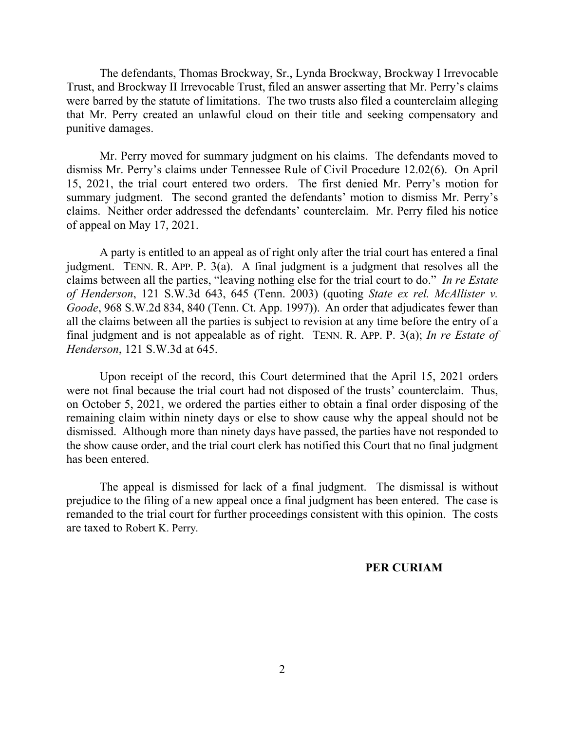The defendants, Thomas Brockway, Sr., Lynda Brockway, Brockway I Irrevocable Trust, and Brockway II Irrevocable Trust, filed an answer asserting that Mr. Perry's claims were barred by the statute of limitations. The two trusts also filed a counterclaim alleging that Mr. Perry created an unlawful cloud on their title and seeking compensatory and punitive damages.

Mr. Perry moved for summary judgment on his claims. The defendants moved to dismiss Mr. Perry's claims under Tennessee Rule of Civil Procedure 12.02(6). On April 15, 2021, the trial court entered two orders. The first denied Mr. Perry's motion for summary judgment. The second granted the defendants' motion to dismiss Mr. Perry's claims. Neither order addressed the defendants' counterclaim. Mr. Perry filed his notice of appeal on May 17, 2021.

A party is entitled to an appeal as of right only after the trial court has entered a final judgment. TENN. R. APP. P. 3(a). A final judgment is a judgment that resolves all the claims between all the parties, "leaving nothing else for the trial court to do." *In re Estate of Henderson*, 121 S.W.3d 643, 645 (Tenn. 2003) (quoting *State ex rel. McAllister v. Goode*, 968 S.W.2d 834, 840 (Tenn. Ct. App. 1997)). An order that adjudicates fewer than all the claims between all the parties is subject to revision at any time before the entry of a final judgment and is not appealable as of right. TENN. R. APP. P. 3(a); *In re Estate of Henderson*, 121 S.W.3d at 645.

Upon receipt of the record, this Court determined that the April 15, 2021 orders were not final because the trial court had not disposed of the trusts' counterclaim. Thus, on October 5, 2021, we ordered the parties either to obtain a final order disposing of the remaining claim within ninety days or else to show cause why the appeal should not be dismissed. Although more than ninety days have passed, the parties have not responded to the show cause order, and the trial court clerk has notified this Court that no final judgment has been entered.

The appeal is dismissed for lack of a final judgment. The dismissal is without prejudice to the filing of a new appeal once a final judgment has been entered. The case is remanded to the trial court for further proceedings consistent with this opinion. The costs are taxed to Robert K. Perry.

**PER CURIAM**